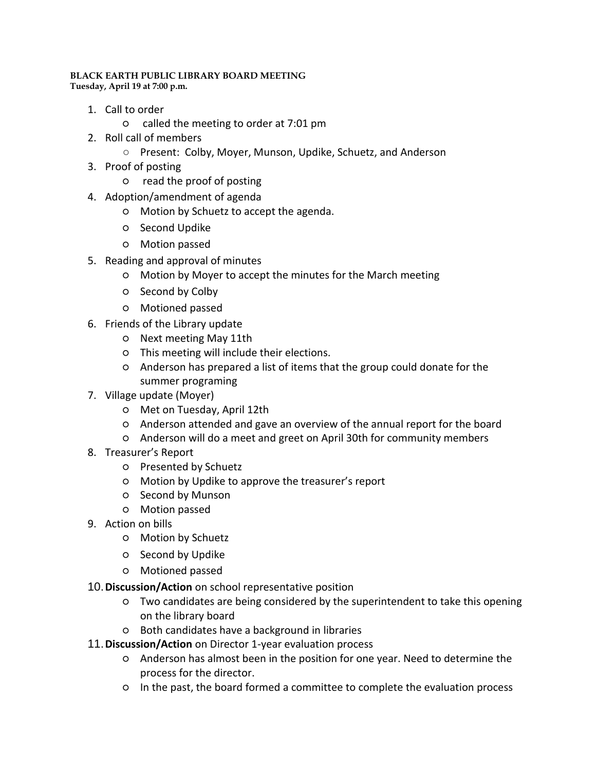**BLACK EARTH PUBLIC LIBRARY BOARD MEETING**
**Tuesday, April 19 at 7:00 p.m.**

1. Call to order
    - called the meeting to order at 7:01 pm
2. Roll call of members
    - Present: Colby, Moyer, Munson, Updike, Schuetz, and Anderson
3. Proof of posting
    - read the proof of posting
4. Adoption/amendment of agenda
    - Motion by Schuetz to accept the agenda.
    - Second Updike
    - Motion passed
5. Reading and approval of minutes
    - Motion by Moyer to accept the minutes for the March meeting
    - Second by Colby
    - Motioned passed
6. Friends of the Library update
    - Next meeting May 11th
    - This meeting will include their elections.
    - Anderson has prepared a list of items that the group could donate for the summer programing
7. Village update (Moyer)
    - Met on Tuesday, April 12th
    - Anderson attended and gave an overview of the annual report for the board
    - Anderson will do a meet and greet on April 30th for community members
8. Treasurer's Report
    - Presented by Schuetz
    - Motion by Updike to approve the treasurer's report
    - Second by Munson
    - Motion passed
9. Action on bills
    - Motion by Schuetz
    - Second by Updike
    - Motioned passed
10. **Discussion/Action** on school representative position
    - Two candidates are being considered by the superintendent to take this opening on the library board
    - Both candidates have a background in libraries
11. **Discussion/Action** on Director 1-year evaluation process
    - Anderson has almost been in the position for one year. Need to determine the process for the director.
    - In the past, the board formed a committee to complete the evaluation process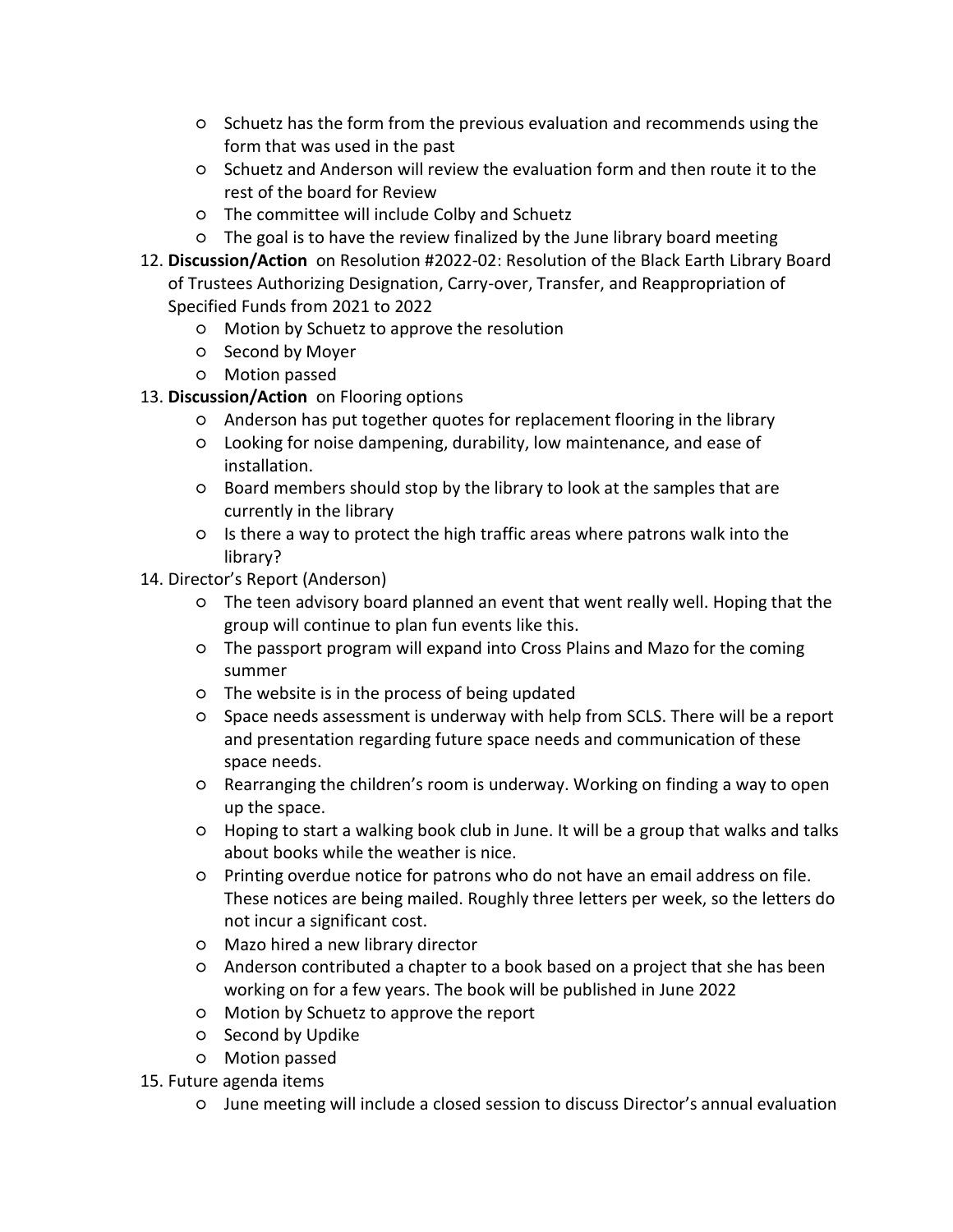- Schuetz has the form from the previous evaluation and recommends using the form that was used in the past
   - Schuetz and Anderson will review the evaluation form and then route it to the rest of the board for Review
   - The committee will include Colby and Schuetz
   - The goal is to have the review finalized by the June library board meeting

12. **Discussion/Action** on Resolution #2022-02: Resolution of the Black Earth Library Board of Trustees Authorizing Designation, Carry-over, Transfer, and Reappropriation of Specified Funds from 2021 to 2022
    - Motion by Schuetz to approve the resolution
    - Second by Moyer
    - Motion passed
13. **Discussion/Action** on Flooring options
    - Anderson has put together quotes for replacement flooring in the library
    - Looking for noise dampening, durability, low maintenance, and ease of installation.
    - Board members should stop by the library to look at the samples that are currently in the library
    - Is there a way to protect the high traffic areas where patrons walk into the library?
14. Director's Report (Anderson)
    - The teen advisory board planned an event that went really well. Hoping that the group will continue to plan fun events like this.
    - The passport program will expand into Cross Plains and Mazo for the coming summer
    - The website is in the process of being updated
    - Space needs assessment is underway with help from SCLS. There will be a report and presentation regarding future space needs and communication of these space needs.
    - Rearranging the children's room is underway. Working on finding a way to open up the space.
    - Hoping to start a walking book club in June. It will be a group that walks and talks about books while the weather is nice.
    - Printing overdue notice for patrons who do not have an email address on file. These notices are being mailed. Roughly three letters per week, so the letters do not incur a significant cost.
    - Mazo hired a new library director
    - Anderson contributed a chapter to a book based on a project that she has been working on for a few years. The book will be published in June 2022
    - Motion by Schuetz to approve the report
    - Second by Updike
    - Motion passed
15. Future agenda items
    - June meeting will include a closed session to discuss Director's annual evaluation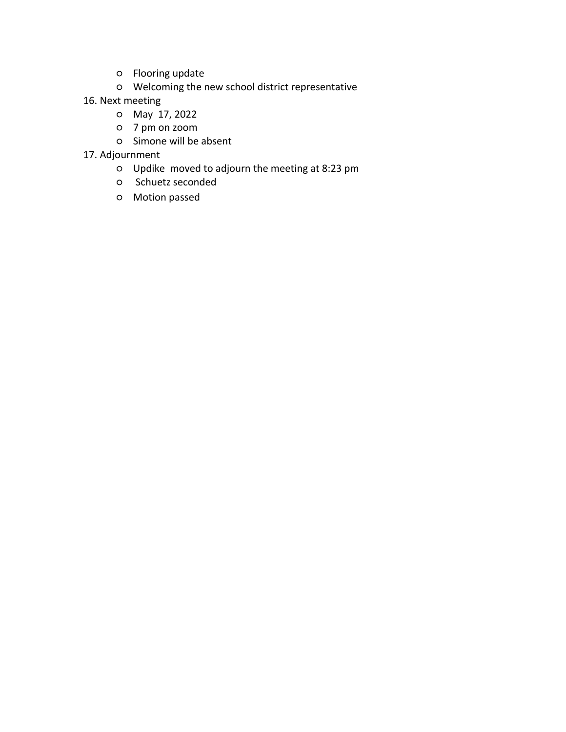- Flooring update
- Welcoming the new school district representative

16. Next meeting
    - May 17, 2022
    - 7 pm on zoom
    - Simone will be absent
17. Adjournment
    - Updike moved to adjourn the meeting at 8:23 pm
    - Schuetz seconded
    - Motion passed